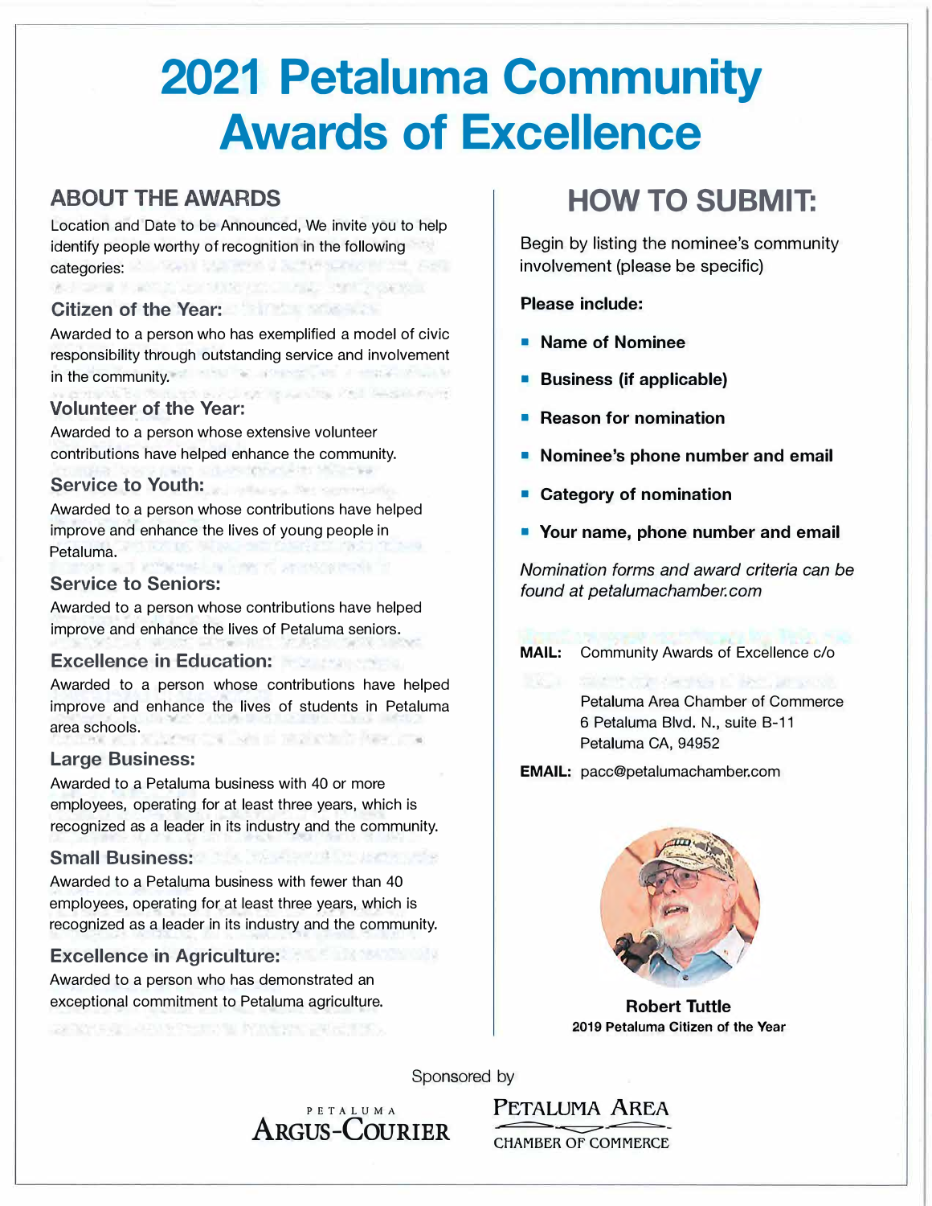# 2021 Petaluma Community Awards of Excellence

## ABOUT THE AWARDS

Location and Date to be Announced, We invite you to help identify people worthy of recognition in the following categories:

### Citizen of the Year:

Awarded to a person who has exemplified a model of civic responsibility through outstanding service and involvement in the community.

### Volunteer of the Year:

Awarded to a person whose extensive volunteer contributions have helped enhance the community.

### Service to Youth:

Awarded to a person whose contributions have helped improve and enhance the lives of young people in Petaluma.

### Service to Seniors:

Awarded to a person whose contributions have helped improve and enhance the lives of Petaluma seniors.

### Excellence in Education:

Awarded to a person whose contributions have helped improve and enhance the lives of students in Petaluma area schools.

### Large Business:

Awarded to a Petaluma business with 40 or more employees, operating for at least three years, which is recognized as a leader in its industry and the community.

### Small Business:

Awarded to a Petaluma business with fewer than 40 employees, operating for at least three years, which is recognized as a leader in its industry and the community.

### Excellence in Agriculture:

Awarded to a person who has demonstrated an exceptional commitment to Petaluma agriculture.

## HOW TO SUBMIT:

Begin by listing the nominee's community involvement (please be specific)

**Please include:**

- **Name of Nominee**
- **Business (if applicable)**
- **Reason for nomination**
- **Nominee's phone number and email**
- **Category of nomination**
- **Your name, phone number and email**

*Nomination forms and award criteria can be found at petalumachamber.com*

**MAIL:** Community Awards of Excellence c/o
Petaluma Area Chamber of Commerce
6 Petaluma Blvd. N., suite B-11
Petaluma CA, 94952

**EMAIL:** pacc@petalumachamber.com

**Robert Tuttle**
**2019 Petaluma Citizen of the Year**

Sponsored by

PETALUMA ARGUS-COURIER

PETALUMA AREA CHAMBER OF COMMERCE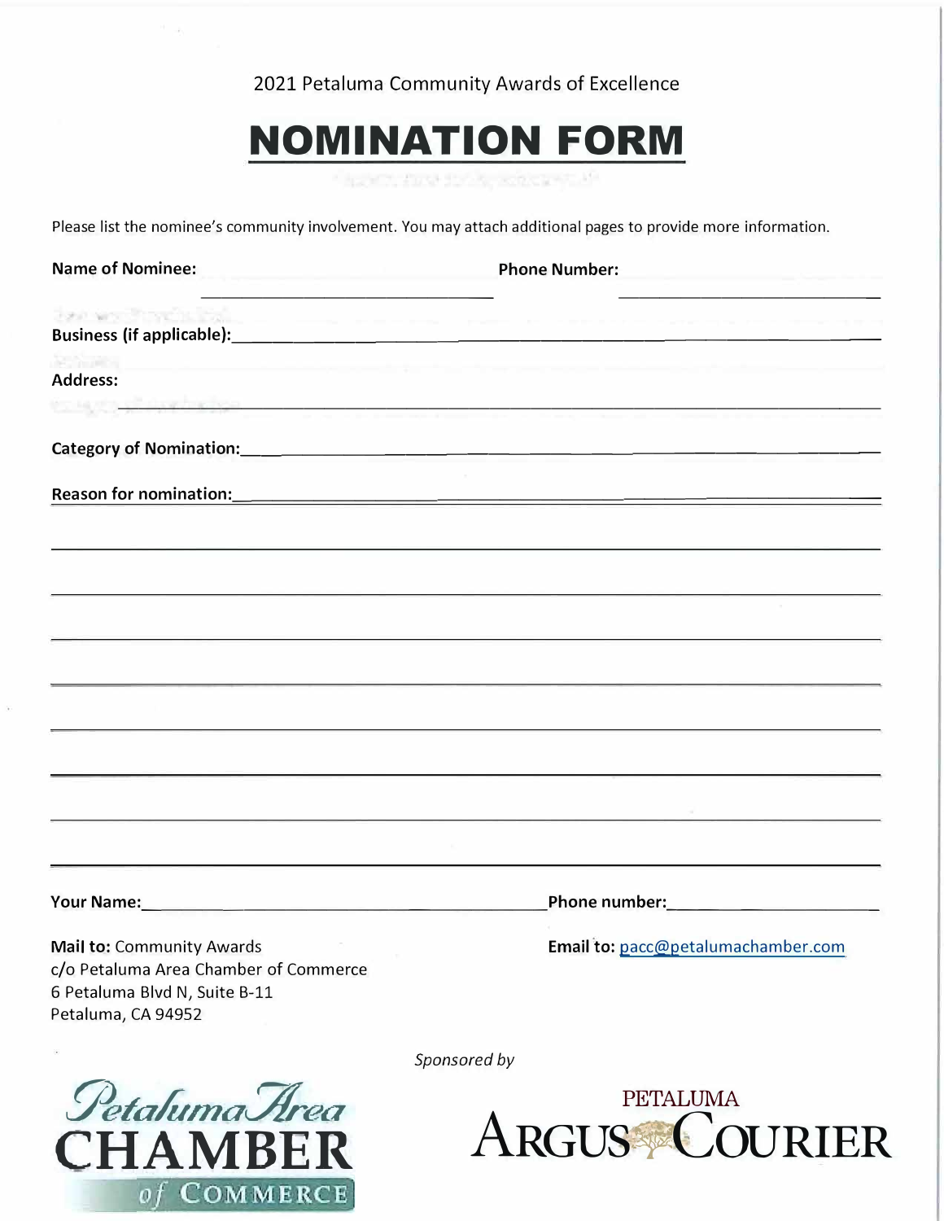2021 Petaluma Community Awards of Excellence

# NOMINATION FORM

Please list the nominee's community involvement. You may attach additional pages to provide more information.

**Name of Nominee:** ______________________ **Phone Number:** ______________________

**Business (if applicable):** ______________________

**Address:** ______________________

**Category of Nomination:** ______________________

**Reason for nomination:** ______________________

______________________

______________________

______________________

______________________

______________________

______________________

______________________

______________________

**Your Name:** ______________________ **Phone number:** ______________________

**Mail to:** Community Awards
c/o Petaluma Area Chamber of Commerce
6 Petaluma Blvd N, Suite B-11
Petaluma, CA 94952

**Email to:** pacc@petalumachamber.com

*Sponsored by*

Petaluma Area CHAMBER of COMMERCE

PETALUMA ARGUS COURIER